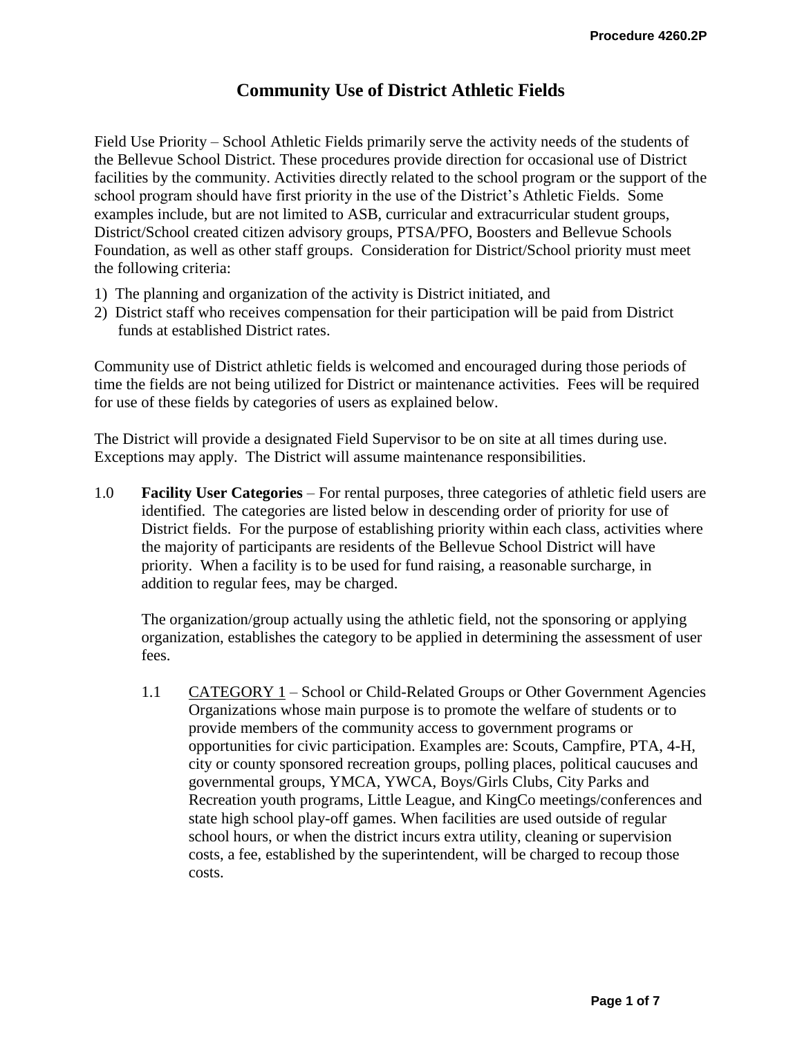# Community Use of District Athletic Fields

Field Use Priority – School Athletic Fields primarily serve the activity needs of the students of the Bellevue School District. These procedures provide direction for occasional use of District facilities by the community. Activities directly related to the school program or the support of the school program should have first priority in the use of the District's Athletic Fields. Some examples include, but are not limited to ASB, curricular and extracurricular student groups, District/School created citizen advisory groups, PTSA/PFO, Boosters and Bellevue Schools Foundation, as well as other staff groups. Consideration for District/School priority must meet the following criteria:

1) The planning and organization of the activity is District initiated, and
2) District staff who receives compensation for their participation will be paid from District funds at established District rates.

Community use of District athletic fields is welcomed and encouraged during those periods of time the fields are not being utilized for District or maintenance activities. Fees will be required for use of these fields by categories of users as explained below.

The District will provide a designated Field Supervisor to be on site at all times during use. Exceptions may apply. The District will assume maintenance responsibilities.

1.0 **Facility User Categories** – For rental purposes, three categories of athletic field users are identified. The categories are listed below in descending order of priority for use of District fields. For the purpose of establishing priority within each class, activities where the majority of participants are residents of the Bellevue School District will have priority. When a facility is to be used for fund raising, a reasonable surcharge, in addition to regular fees, may be charged.

The organization/group actually using the athletic field, not the sponsoring or applying organization, establishes the category to be applied in determining the assessment of user fees.

1.1 CATEGORY 1 – School or Child-Related Groups or Other Government Agencies Organizations whose main purpose is to promote the welfare of students or to provide members of the community access to government programs or opportunities for civic participation. Examples are: Scouts, Campfire, PTA, 4-H, city or county sponsored recreation groups, polling places, political caucuses and governmental groups, YMCA, YWCA, Boys/Girls Clubs, City Parks and Recreation youth programs, Little League, and KingCo meetings/conferences and state high school play-off games. When facilities are used outside of regular school hours, or when the district incurs extra utility, cleaning or supervision costs, a fee, established by the superintendent, will be charged to recoup those costs.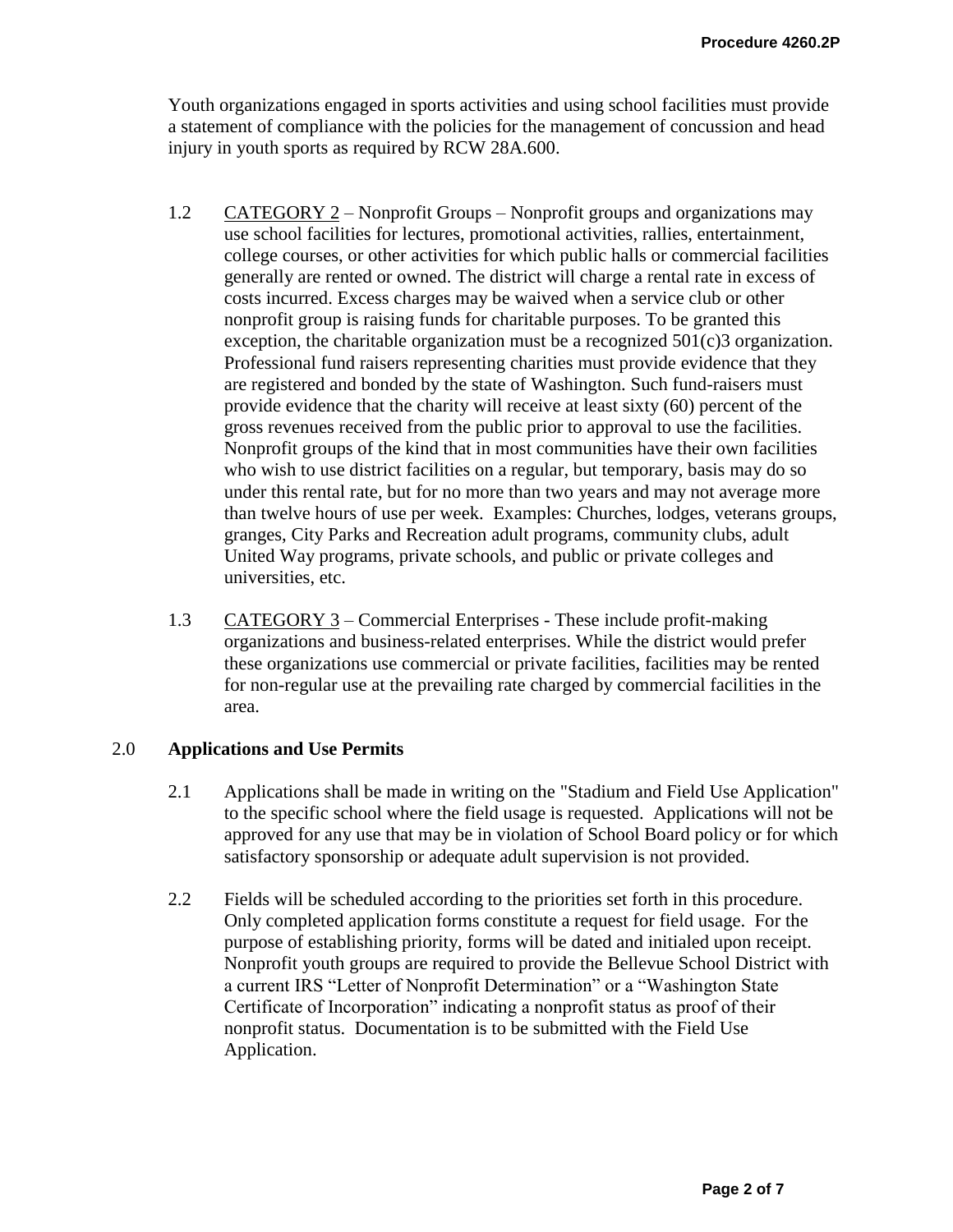Youth organizations engaged in sports activities and using school facilities must provide a statement of compliance with the policies for the management of concussion and head injury in youth sports as required by RCW 28A.600.

1.2 CATEGORY 2 – Nonprofit Groups – Nonprofit groups and organizations may use school facilities for lectures, promotional activities, rallies, entertainment, college courses, or other activities for which public halls or commercial facilities generally are rented or owned. The district will charge a rental rate in excess of costs incurred. Excess charges may be waived when a service club or other nonprofit group is raising funds for charitable purposes. To be granted this exception, the charitable organization must be a recognized 501(c)3 organization. Professional fund raisers representing charities must provide evidence that they are registered and bonded by the state of Washington. Such fund-raisers must provide evidence that the charity will receive at least sixty (60) percent of the gross revenues received from the public prior to approval to use the facilities. Nonprofit groups of the kind that in most communities have their own facilities who wish to use district facilities on a regular, but temporary, basis may do so under this rental rate, but for no more than two years and may not average more than twelve hours of use per week. Examples: Churches, lodges, veterans groups, granges, City Parks and Recreation adult programs, community clubs, adult United Way programs, private schools, and public or private colleges and universities, etc.

1.3 CATEGORY 3 – Commercial Enterprises - These include profit-making organizations and business-related enterprises. While the district would prefer these organizations use commercial or private facilities, facilities may be rented for non-regular use at the prevailing rate charged by commercial facilities in the area.

## 2.0 Applications and Use Permits

2.1 Applications shall be made in writing on the "Stadium and Field Use Application" to the specific school where the field usage is requested. Applications will not be approved for any use that may be in violation of School Board policy or for which satisfactory sponsorship or adequate adult supervision is not provided.

2.2 Fields will be scheduled according to the priorities set forth in this procedure. Only completed application forms constitute a request for field usage. For the purpose of establishing priority, forms will be dated and initialed upon receipt. Nonprofit youth groups are required to provide the Bellevue School District with a current IRS "Letter of Nonprofit Determination" or a "Washington State Certificate of Incorporation" indicating a nonprofit status as proof of their nonprofit status. Documentation is to be submitted with the Field Use Application.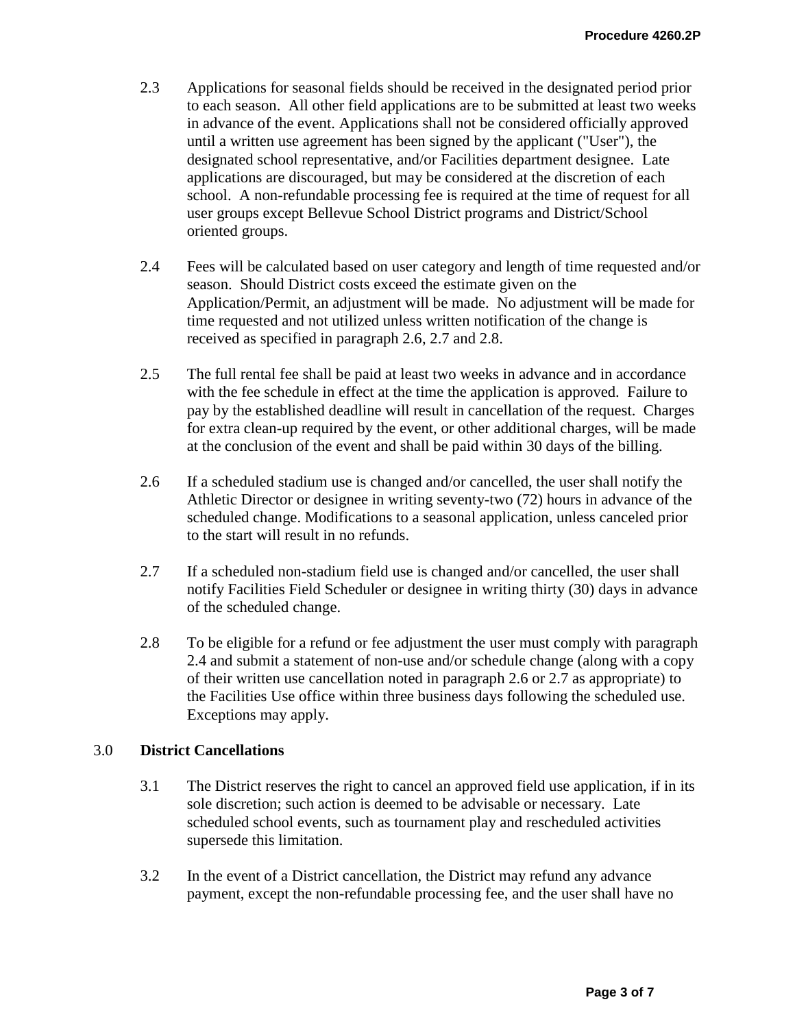2.3 Applications for seasonal fields should be received in the designated period prior to each season. All other field applications are to be submitted at least two weeks in advance of the event. Applications shall not be considered officially approved until a written use agreement has been signed by the applicant ("User"), the designated school representative, and/or Facilities department designee. Late applications are discouraged, but may be considered at the discretion of each school. A non-refundable processing fee is required at the time of request for all user groups except Bellevue School District programs and District/School oriented groups.

2.4 Fees will be calculated based on user category and length of time requested and/or season. Should District costs exceed the estimate given on the Application/Permit, an adjustment will be made. No adjustment will be made for time requested and not utilized unless written notification of the change is received as specified in paragraph 2.6, 2.7 and 2.8.

2.5 The full rental fee shall be paid at least two weeks in advance and in accordance with the fee schedule in effect at the time the application is approved. Failure to pay by the established deadline will result in cancellation of the request. Charges for extra clean-up required by the event, or other additional charges, will be made at the conclusion of the event and shall be paid within 30 days of the billing.

2.6 If a scheduled stadium use is changed and/or cancelled, the user shall notify the Athletic Director or designee in writing seventy-two (72) hours in advance of the scheduled change. Modifications to a seasonal application, unless canceled prior to the start will result in no refunds.

2.7 If a scheduled non-stadium field use is changed and/or cancelled, the user shall notify Facilities Field Scheduler or designee in writing thirty (30) days in advance of the scheduled change.

2.8 To be eligible for a refund or fee adjustment the user must comply with paragraph 2.4 and submit a statement of non-use and/or schedule change (along with a copy of their written use cancellation noted in paragraph 2.6 or 2.7 as appropriate) to the Facilities Use office within three business days following the scheduled use. Exceptions may apply.

## 3.0 District Cancellations

3.1 The District reserves the right to cancel an approved field use application, if in its sole discretion; such action is deemed to be advisable or necessary. Late scheduled school events, such as tournament play and rescheduled activities supersede this limitation.

3.2 In the event of a District cancellation, the District may refund any advance payment, except the non-refundable processing fee, and the user shall have no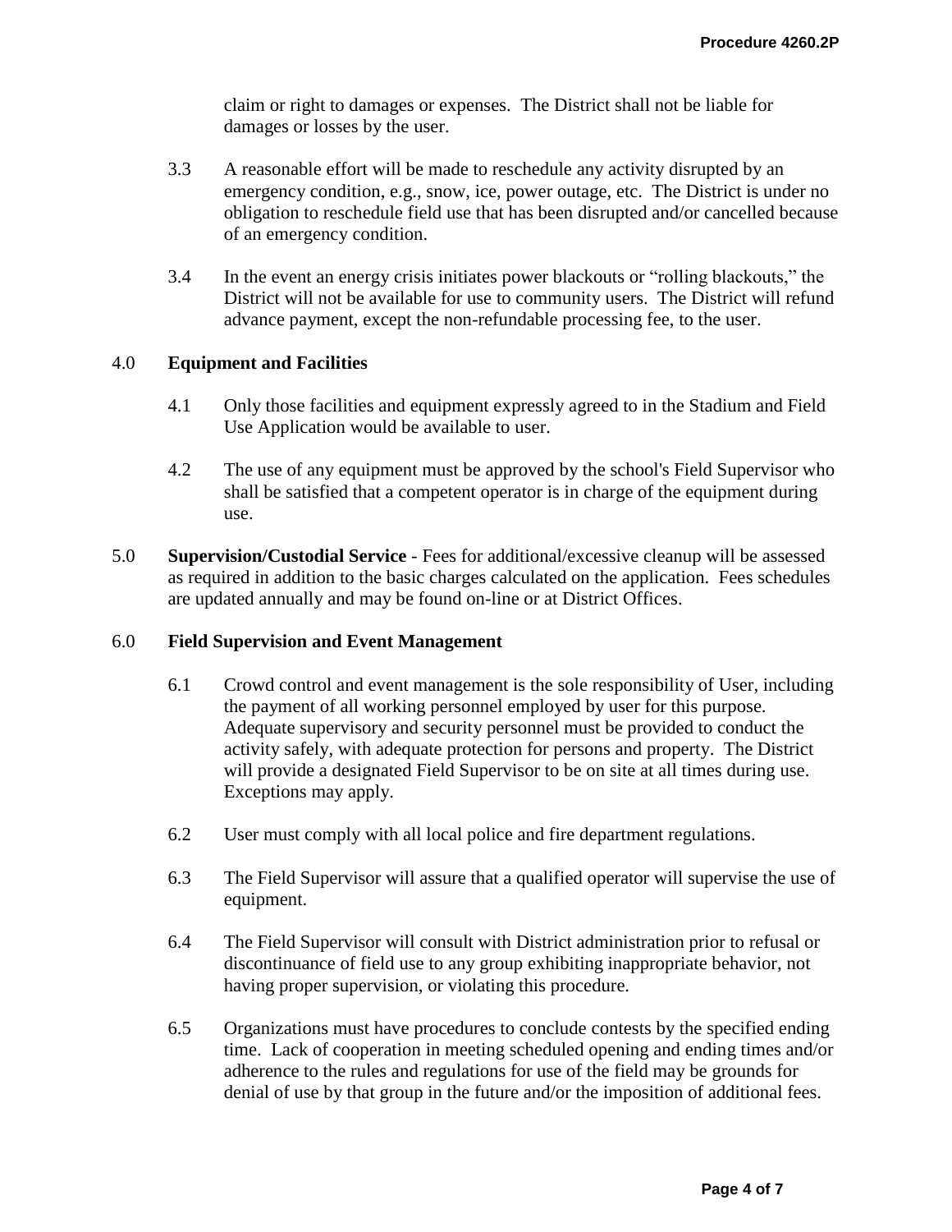claim or right to damages or expenses. The District shall not be liable for damages or losses by the user.

3.3 A reasonable effort will be made to reschedule any activity disrupted by an emergency condition, e.g., snow, ice, power outage, etc. The District is under no obligation to reschedule field use that has been disrupted and/or cancelled because of an emergency condition.

3.4 In the event an energy crisis initiates power blackouts or "rolling blackouts," the District will not be available for use to community users. The District will refund advance payment, except the non-refundable processing fee, to the user.

4.0 **Equipment and Facilities**

4.1 Only those facilities and equipment expressly agreed to in the Stadium and Field Use Application would be available to user.

4.2 The use of any equipment must be approved by the school's Field Supervisor who shall be satisfied that a competent operator is in charge of the equipment during use.

5.0 **Supervision/Custodial Service** - Fees for additional/excessive cleanup will be assessed as required in addition to the basic charges calculated on the application. Fees schedules are updated annually and may be found on-line or at District Offices.

6.0 **Field Supervision and Event Management**

6.1 Crowd control and event management is the sole responsibility of User, including the payment of all working personnel employed by user for this purpose. Adequate supervisory and security personnel must be provided to conduct the activity safely, with adequate protection for persons and property. The District will provide a designated Field Supervisor to be on site at all times during use. Exceptions may apply.

6.2 User must comply with all local police and fire department regulations.

6.3 The Field Supervisor will assure that a qualified operator will supervise the use of equipment.

6.4 The Field Supervisor will consult with District administration prior to refusal or discontinuance of field use to any group exhibiting inappropriate behavior, not having proper supervision, or violating this procedure.

6.5 Organizations must have procedures to conclude contests by the specified ending time. Lack of cooperation in meeting scheduled opening and ending times and/or adherence to the rules and regulations for use of the field may be grounds for denial of use by that group in the future and/or the imposition of additional fees.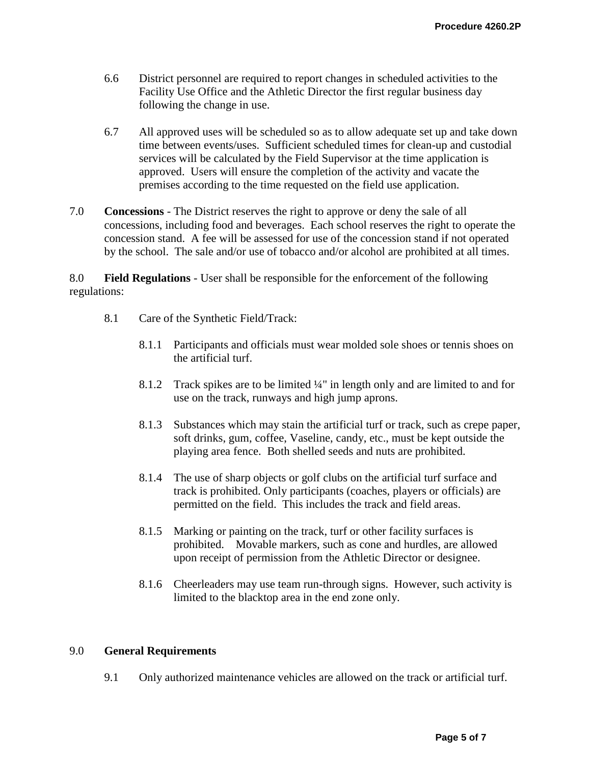6.6 District personnel are required to report changes in scheduled activities to the Facility Use Office and the Athletic Director the first regular business day following the change in use.

6.7 All approved uses will be scheduled so as to allow adequate set up and take down time between events/uses. Sufficient scheduled times for clean-up and custodial services will be calculated by the Field Supervisor at the time application is approved. Users will ensure the completion of the activity and vacate the premises according to the time requested on the field use application.

7.0 **Concessions** - The District reserves the right to approve or deny the sale of all concessions, including food and beverages. Each school reserves the right to operate the concession stand. A fee will be assessed for use of the concession stand if not operated by the school. The sale and/or use of tobacco and/or alcohol are prohibited at all times.

8.0 **Field Regulations** - User shall be responsible for the enforcement of the following regulations:

8.1 Care of the Synthetic Field/Track:

8.1.1 Participants and officials must wear molded sole shoes or tennis shoes on the artificial turf.

8.1.2 Track spikes are to be limited ¼" in length only and are limited to and for use on the track, runways and high jump aprons.

8.1.3 Substances which may stain the artificial turf or track, such as crepe paper, soft drinks, gum, coffee, Vaseline, candy, etc., must be kept outside the playing area fence. Both shelled seeds and nuts are prohibited.

8.1.4 The use of sharp objects or golf clubs on the artificial turf surface and track is prohibited. Only participants (coaches, players or officials) are permitted on the field. This includes the track and field areas.

8.1.5 Marking or painting on the track, turf or other facility surfaces is prohibited. Movable markers, such as cone and hurdles, are allowed upon receipt of permission from the Athletic Director or designee.

8.1.6 Cheerleaders may use team run-through signs. However, such activity is limited to the blacktop area in the end zone only.

9.0 **General Requirements**

9.1 Only authorized maintenance vehicles are allowed on the track or artificial turf.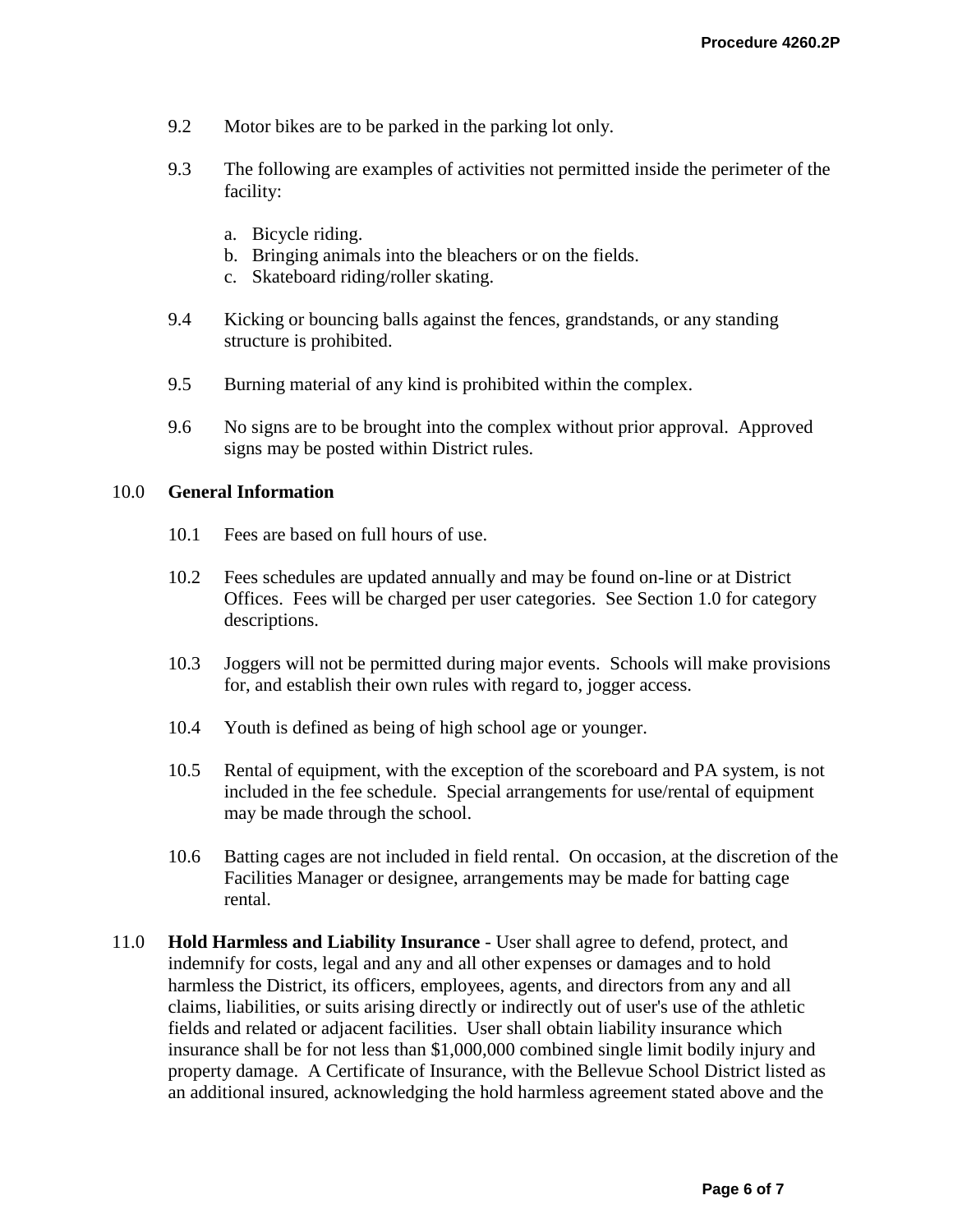9.2 Motor bikes are to be parked in the parking lot only.

9.3 The following are examples of activities not permitted inside the perimeter of the facility:

a. Bicycle riding.
b. Bringing animals into the bleachers or on the fields.
c. Skateboard riding/roller skating.

9.4 Kicking or bouncing balls against the fences, grandstands, or any standing structure is prohibited.

9.5 Burning material of any kind is prohibited within the complex.

9.6 No signs are to be brought into the complex without prior approval. Approved signs may be posted within District rules.

10.0 **General Information**

10.1 Fees are based on full hours of use.

10.2 Fees schedules are updated annually and may be found on-line or at District Offices. Fees will be charged per user categories. See Section 1.0 for category descriptions.

10.3 Joggers will not be permitted during major events. Schools will make provisions for, and establish their own rules with regard to, jogger access.

10.4 Youth is defined as being of high school age or younger.

10.5 Rental of equipment, with the exception of the scoreboard and PA system, is not included in the fee schedule. Special arrangements for use/rental of equipment may be made through the school.

10.6 Batting cages are not included in field rental. On occasion, at the discretion of the Facilities Manager or designee, arrangements may be made for batting cage rental.

11.0 **Hold Harmless and Liability Insurance** - User shall agree to defend, protect, and indemnify for costs, legal and any and all other expenses or damages and to hold harmless the District, its officers, employees, agents, and directors from any and all claims, liabilities, or suits arising directly or indirectly out of user's use of the athletic fields and related or adjacent facilities. User shall obtain liability insurance which insurance shall be for not less than $1,000,000 combined single limit bodily injury and property damage. A Certificate of Insurance, with the Bellevue School District listed as an additional insured, acknowledging the hold harmless agreement stated above and the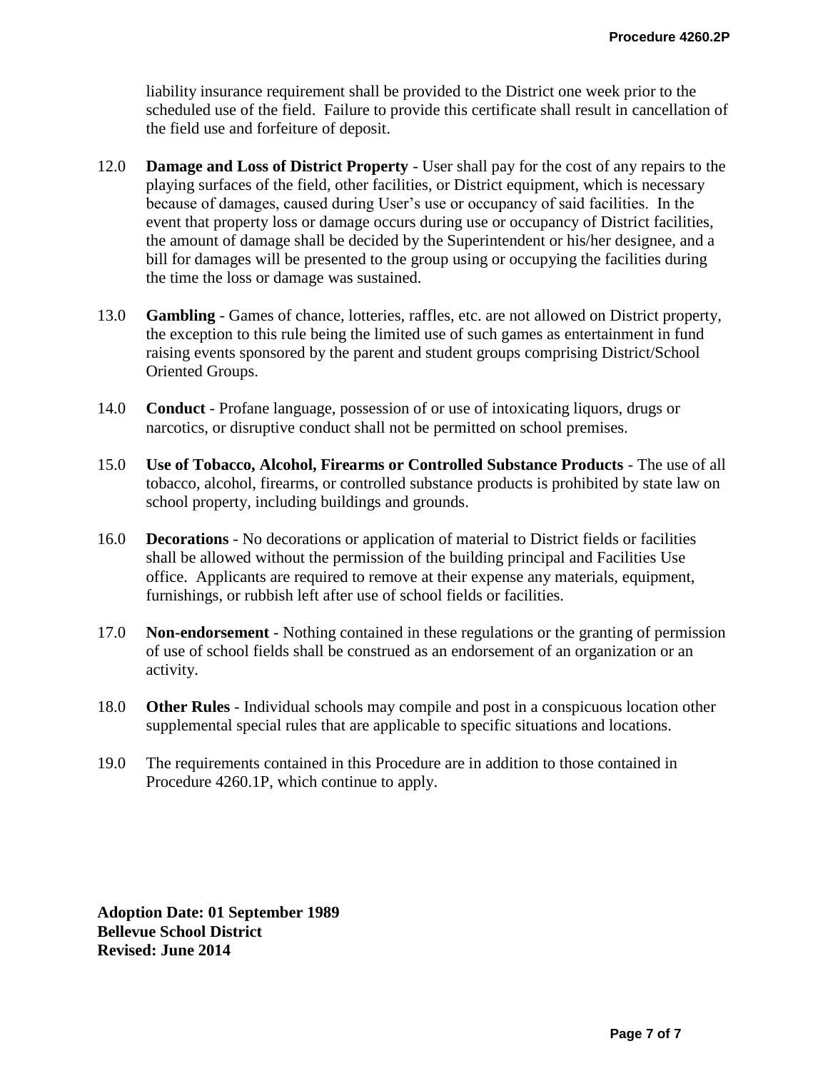liability insurance requirement shall be provided to the District one week prior to the scheduled use of the field. Failure to provide this certificate shall result in cancellation of the field use and forfeiture of deposit.

12.0 **Damage and Loss of District Property** - User shall pay for the cost of any repairs to the playing surfaces of the field, other facilities, or District equipment, which is necessary because of damages, caused during User's use or occupancy of said facilities. In the event that property loss or damage occurs during use or occupancy of District facilities, the amount of damage shall be decided by the Superintendent or his/her designee, and a bill for damages will be presented to the group using or occupying the facilities during the time the loss or damage was sustained.

13.0 **Gambling** - Games of chance, lotteries, raffles, etc. are not allowed on District property, the exception to this rule being the limited use of such games as entertainment in fund raising events sponsored by the parent and student groups comprising District/School Oriented Groups.

14.0 **Conduct** - Profane language, possession of or use of intoxicating liquors, drugs or narcotics, or disruptive conduct shall not be permitted on school premises.

15.0 **Use of Tobacco, Alcohol, Firearms or Controlled Substance Products** - The use of all tobacco, alcohol, firearms, or controlled substance products is prohibited by state law on school property, including buildings and grounds.

16.0 **Decorations** - No decorations or application of material to District fields or facilities shall be allowed without the permission of the building principal and Facilities Use office. Applicants are required to remove at their expense any materials, equipment, furnishings, or rubbish left after use of school fields or facilities.

17.0 **Non-endorsement** - Nothing contained in these regulations or the granting of permission of use of school fields shall be construed as an endorsement of an organization or an activity.

18.0 **Other Rules** - Individual schools may compile and post in a conspicuous location other supplemental special rules that are applicable to specific situations and locations.

19.0 The requirements contained in this Procedure are in addition to those contained in Procedure 4260.1P, which continue to apply.

**Adoption Date: 01 September 1989**
**Bellevue School District**
**Revised: June 2014**